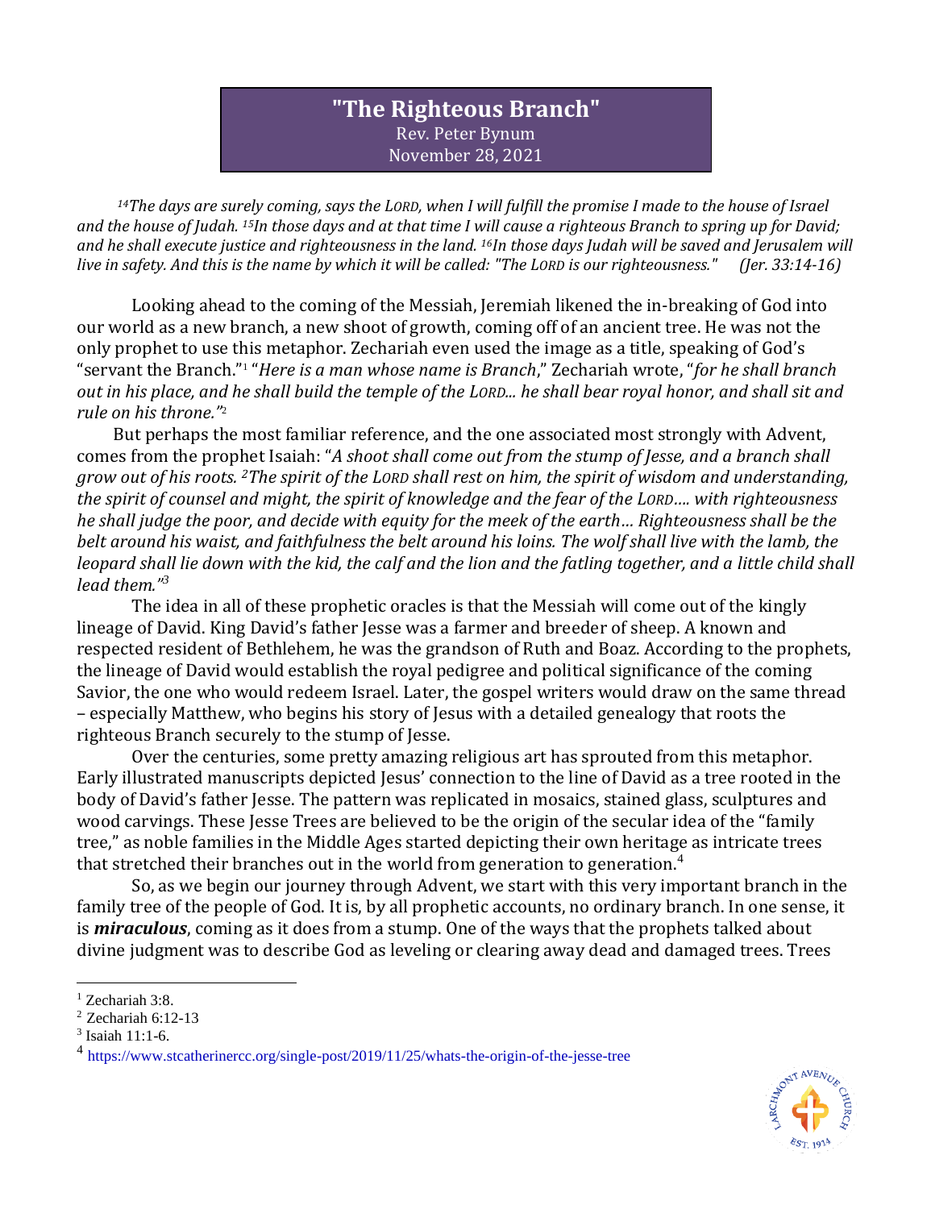# "The Righteous Branch"

Rev. Peter Bynum
November 28, 2021

*[14]The days are surely coming, says the LORD, when I will fulfill the promise I made to the house of Israel and the house of Judah. [15]In those days and at that time I will cause a righteous Branch to spring up for David; and he shall execute justice and righteousness in the land. [16]In those days Judah will be saved and Jerusalem will live in safety. And this is the name by which it will be called: "The LORD is our righteousness." (Jer. 33:14-16)*

Looking ahead to the coming of the Messiah, Jeremiah likened the in-breaking of God into our world as a new branch, a new shoot of growth, coming off of an ancient tree. He was not the only prophet to use this metaphor. Zechariah even used the image as a title, speaking of God's "servant the Branch."[1] "*Here is a man whose name is Branch*," Zechariah wrote, "*for he shall branch out in his place, and he shall build the temple of the LORD... he shall bear royal honor, and shall sit and rule on his throne."*[2]

But perhaps the most familiar reference, and the one associated most strongly with Advent, comes from the prophet Isaiah: "*A shoot shall come out from the stump of Jesse, and a branch shall grow out of his roots. [2]The spirit of the LORD shall rest on him, the spirit of wisdom and understanding, the spirit of counsel and might, the spirit of knowledge and the fear of the LORD…. with righteousness he shall judge the poor, and decide with equity for the meek of the earth… Righteousness shall be the belt around his waist, and faithfulness the belt around his loins. The wolf shall live with the lamb, the leopard shall lie down with the kid, the calf and the lion and the fatling together, and a little child shall lead them."*[3]

The idea in all of these prophetic oracles is that the Messiah will come out of the kingly lineage of David. King David's father Jesse was a farmer and breeder of sheep. A known and respected resident of Bethlehem, he was the grandson of Ruth and Boaz. According to the prophets, the lineage of David would establish the royal pedigree and political significance of the coming Savior, the one who would redeem Israel. Later, the gospel writers would draw on the same thread – especially Matthew, who begins his story of Jesus with a detailed genealogy that roots the righteous Branch securely to the stump of Jesse.

Over the centuries, some pretty amazing religious art has sprouted from this metaphor. Early illustrated manuscripts depicted Jesus' connection to the line of David as a tree rooted in the body of David's father Jesse. The pattern was replicated in mosaics, stained glass, sculptures and wood carvings. These Jesse Trees are believed to be the origin of the secular idea of the "family tree," as noble families in the Middle Ages started depicting their own heritage as intricate trees that stretched their branches out in the world from generation to generation.[4]

So, as we begin our journey through Advent, we start with this very important branch in the family tree of the people of God. It is, by all prophetic accounts, no ordinary branch. In one sense, it is ***miraculous***, coming as it does from a stump. One of the ways that the prophets talked about divine judgment was to describe God as leveling or clearing away dead and damaged trees. Trees

---

[1] Zechariah 3:8.
[2] Zechariah 6:12-13
[3] Isaiah 11:1-6.
[4] https://www.stcatherinercc.org/single-post/2019/11/25/whats-the-origin-of-the-jesse-tree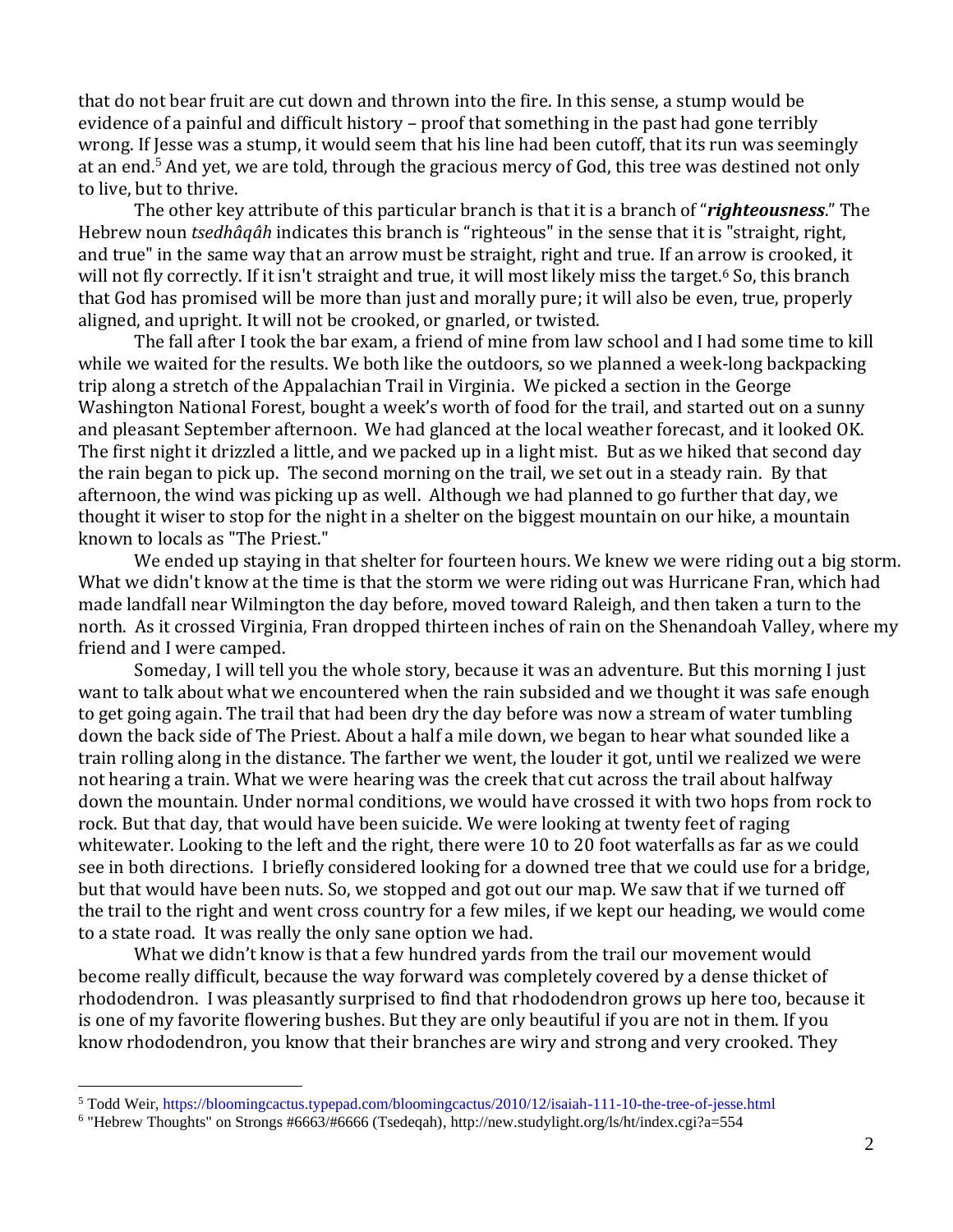that do not bear fruit are cut down and thrown into the fire. In this sense, a stump would be evidence of a painful and difficult history – proof that something in the past had gone terribly wrong. If Jesse was a stump, it would seem that his line had been cutoff, that its run was seemingly at an end.[5] And yet, we are told, through the gracious mercy of God, this tree was destined not only to live, but to thrive.

The other key attribute of this particular branch is that it is a branch of "***righteousness***." The Hebrew noun *tsedhâqâh* indicates this branch is "righteous" in the sense that it is "straight, right, and true" in the same way that an arrow must be straight, right and true. If an arrow is crooked, it will not fly correctly. If it isn't straight and true, it will most likely miss the target.[6] So, this branch that God has promised will be more than just and morally pure; it will also be even, true, properly aligned, and upright. It will not be crooked, or gnarled, or twisted.

The fall after I took the bar exam, a friend of mine from law school and I had some time to kill while we waited for the results. We both like the outdoors, so we planned a week-long backpacking trip along a stretch of the Appalachian Trail in Virginia. We picked a section in the George Washington National Forest, bought a week's worth of food for the trail, and started out on a sunny and pleasant September afternoon. We had glanced at the local weather forecast, and it looked OK. The first night it drizzled a little, and we packed up in a light mist. But as we hiked that second day the rain began to pick up. The second morning on the trail, we set out in a steady rain. By that afternoon, the wind was picking up as well. Although we had planned to go further that day, we thought it wiser to stop for the night in a shelter on the biggest mountain on our hike, a mountain known to locals as "The Priest."

We ended up staying in that shelter for fourteen hours. We knew we were riding out a big storm. What we didn't know at the time is that the storm we were riding out was Hurricane Fran, which had made landfall near Wilmington the day before, moved toward Raleigh, and then taken a turn to the north. As it crossed Virginia, Fran dropped thirteen inches of rain on the Shenandoah Valley, where my friend and I were camped.

Someday, I will tell you the whole story, because it was an adventure. But this morning I just want to talk about what we encountered when the rain subsided and we thought it was safe enough to get going again. The trail that had been dry the day before was now a stream of water tumbling down the back side of The Priest. About a half a mile down, we began to hear what sounded like a train rolling along in the distance. The farther we went, the louder it got, until we realized we were not hearing a train. What we were hearing was the creek that cut across the trail about halfway down the mountain. Under normal conditions, we would have crossed it with two hops from rock to rock. But that day, that would have been suicide. We were looking at twenty feet of raging whitewater. Looking to the left and the right, there were 10 to 20 foot waterfalls as far as we could see in both directions. I briefly considered looking for a downed tree that we could use for a bridge, but that would have been nuts. So, we stopped and got out our map. We saw that if we turned off the trail to the right and went cross country for a few miles, if we kept our heading, we would come to a state road. It was really the only sane option we had.

What we didn't know is that a few hundred yards from the trail our movement would become really difficult, because the way forward was completely covered by a dense thicket of rhododendron. I was pleasantly surprised to find that rhododendron grows up here too, because it is one of my favorite flowering bushes. But they are only beautiful if you are not in them. If you know rhododendron, you know that their branches are wiry and strong and very crooked. They

---

[5] Todd Weir, https://bloomingcactus.typepad.com/bloomingcactus/2010/12/isaiah-111-10-the-tree-of-jesse.html

[6] "Hebrew Thoughts" on Strongs #6663/#6666 (Tsedeqah), http://new.studylight.org/ls/ht/index.cgi?a=554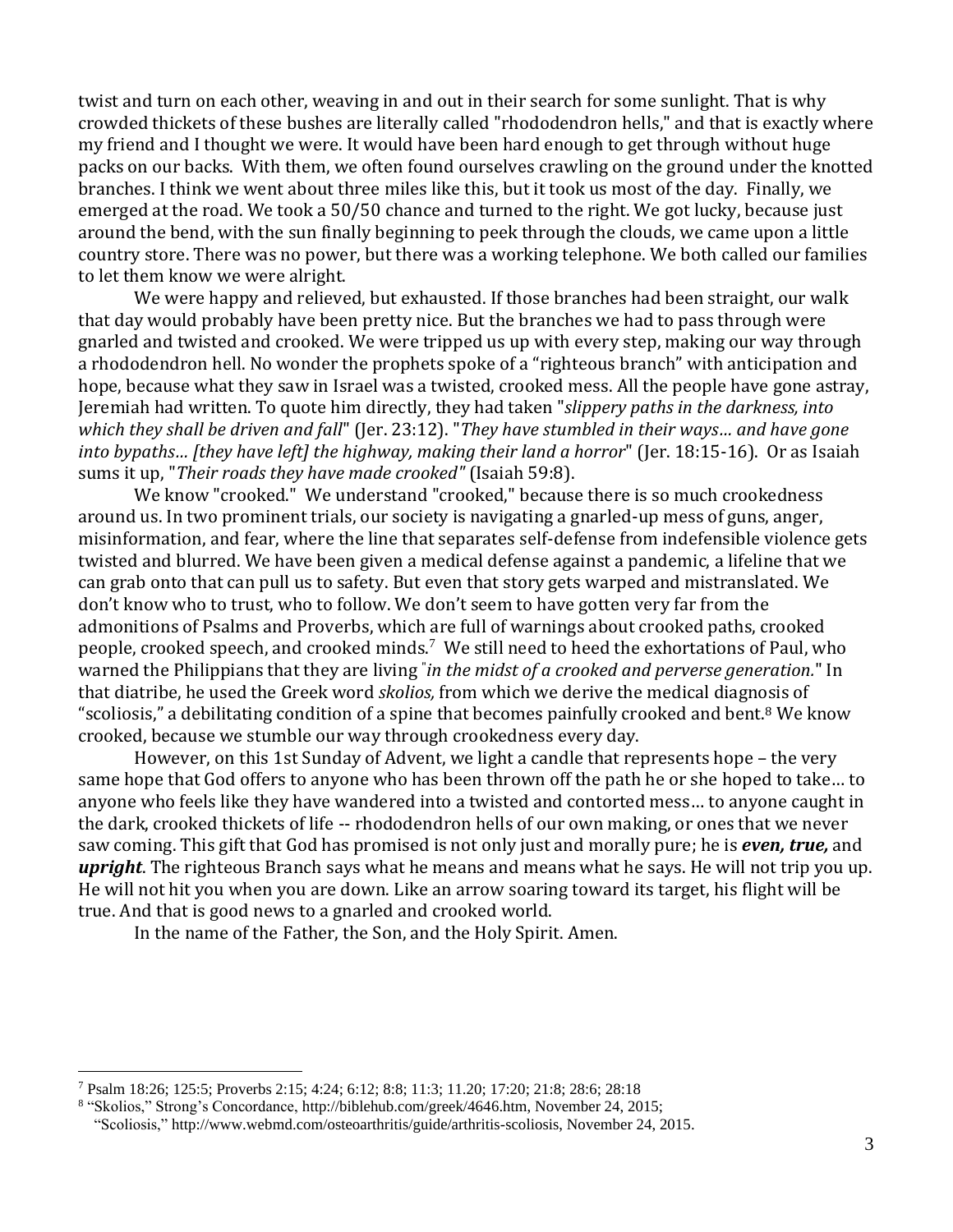twist and turn on each other, weaving in and out in their search for some sunlight. That is why crowded thickets of these bushes are literally called "rhododendron hells," and that is exactly where my friend and I thought we were. It would have been hard enough to get through without huge packs on our backs. With them, we often found ourselves crawling on the ground under the knotted branches. I think we went about three miles like this, but it took us most of the day. Finally, we emerged at the road. We took a 50/50 chance and turned to the right. We got lucky, because just around the bend, with the sun finally beginning to peek through the clouds, we came upon a little country store. There was no power, but there was a working telephone. We both called our families to let them know we were alright.

We were happy and relieved, but exhausted. If those branches had been straight, our walk that day would probably have been pretty nice. But the branches we had to pass through were gnarled and twisted and crooked. We were tripped us up with every step, making our way through a rhododendron hell. No wonder the prophets spoke of a "righteous branch" with anticipation and hope, because what they saw in Israel was a twisted, crooked mess. All the people have gone astray, Jeremiah had written. To quote him directly, they had taken "*slippery paths in the darkness, into which they shall be driven and fall*" (Jer. 23:12). "*They have stumbled in their ways… and have gone into bypaths… [they have left] the highway, making their land a horror*" (Jer. 18:15-16). Or as Isaiah sums it up, "*Their roads they have made crooked"* (Isaiah 59:8).

We know "crooked." We understand "crooked," because there is so much crookedness around us. In two prominent trials, our society is navigating a gnarled-up mess of guns, anger, misinformation, and fear, where the line that separates self-defense from indefensible violence gets twisted and blurred. We have been given a medical defense against a pandemic, a lifeline that we can grab onto that can pull us to safety. But even that story gets warped and mistranslated. We don't know who to trust, who to follow. We don't seem to have gotten very far from the admonitions of Psalms and Proverbs, which are full of warnings about crooked paths, crooked people, crooked speech, and crooked minds.[7] We still need to heed the exhortations of Paul, who warned the Philippians that they are living "*in the midst of a crooked and perverse generation.*" In that diatribe, he used the Greek word *skolios,* from which we derive the medical diagnosis of "scoliosis," a debilitating condition of a spine that becomes painfully crooked and bent.[8] We know crooked, because we stumble our way through crookedness every day.

However, on this 1st Sunday of Advent, we light a candle that represents hope – the very same hope that God offers to anyone who has been thrown off the path he or she hoped to take… to anyone who feels like they have wandered into a twisted and contorted mess… to anyone caught in the dark, crooked thickets of life -- rhododendron hells of our own making, or ones that we never saw coming. This gift that God has promised is not only just and morally pure; he is ***even, true,*** and ***upright***. The righteous Branch says what he means and means what he says. He will not trip you up. He will not hit you when you are down. Like an arrow soaring toward its target, his flight will be true. And that is good news to a gnarled and crooked world.

In the name of the Father, the Son, and the Holy Spirit. Amen.

---

[7] Psalm 18:26; 125:5; Proverbs 2:15; 4:24; 6:12; 8:8; 11:3; 11.20; 17:20; 21:8; 28:6; 28:18

[8] "Skolios," Strong's Concordance, http://biblehub.com/greek/4646.htm, November 24, 2015;
"Scoliosis," http://www.webmd.com/osteoarthritis/guide/arthritis-scoliosis, November 24, 2015.